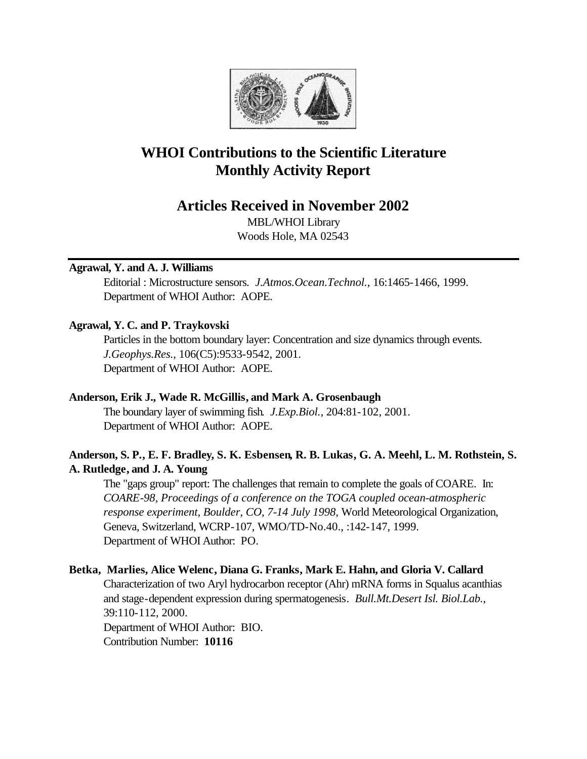# WHOI Contributions to the Scientific Literature
# Monthly Activity Report

## Articles Received in November 2002

MBL/WHOI Library
Woods Hole, MA 02543

---

**Agrawal, Y. and A. J. Williams**

Editorial : Microstructure sensors. *J.Atmos.Ocean.Technol.*, 16:1465-1466, 1999.
Department of WHOI Author: AOPE.

**Agrawal, Y. C. and P. Traykovski**

Particles in the bottom boundary layer: Concentration and size dynamics through events. *J.Geophys.Res.*, 106(C5):9533-9542, 2001.
Department of WHOI Author: AOPE.

**Anderson, Erik J., Wade R. McGillis, and Mark A. Grosenbaugh**

The boundary layer of swimming fish. *J.Exp.Biol.*, 204:81-102, 2001.
Department of WHOI Author: AOPE.

**Anderson, S. P., E. F. Bradley, S. K. Esbensen, R. B. Lukas, G. A. Meehl, L. M. Rothstein, S. A. Rutledge, and J. A. Young**

The "gaps group" report: The challenges that remain to complete the goals of COARE. In: *COARE-98, Proceedings of a conference on the TOGA coupled ocean-atmospheric response experiment, Boulder, CO, 7-14 July 1998*, World Meteorological Organization, Geneva, Switzerland, WCRP-107, WMO/TD-No.40., :142-147, 1999.
Department of WHOI Author: PO.

**Betka, Marlies, Alice Welenc, Diana G. Franks, Mark E. Hahn, and Gloria V. Callard**

Characterization of two Aryl hydrocarbon receptor (Ahr) mRNA forms in Squalus acanthias and stage-dependent expression during spermatogenesis. *Bull.Mt.Desert Isl. Biol.Lab.*, 39:110-112, 2000.
Department of WHOI Author: BIO.
Contribution Number: **10116**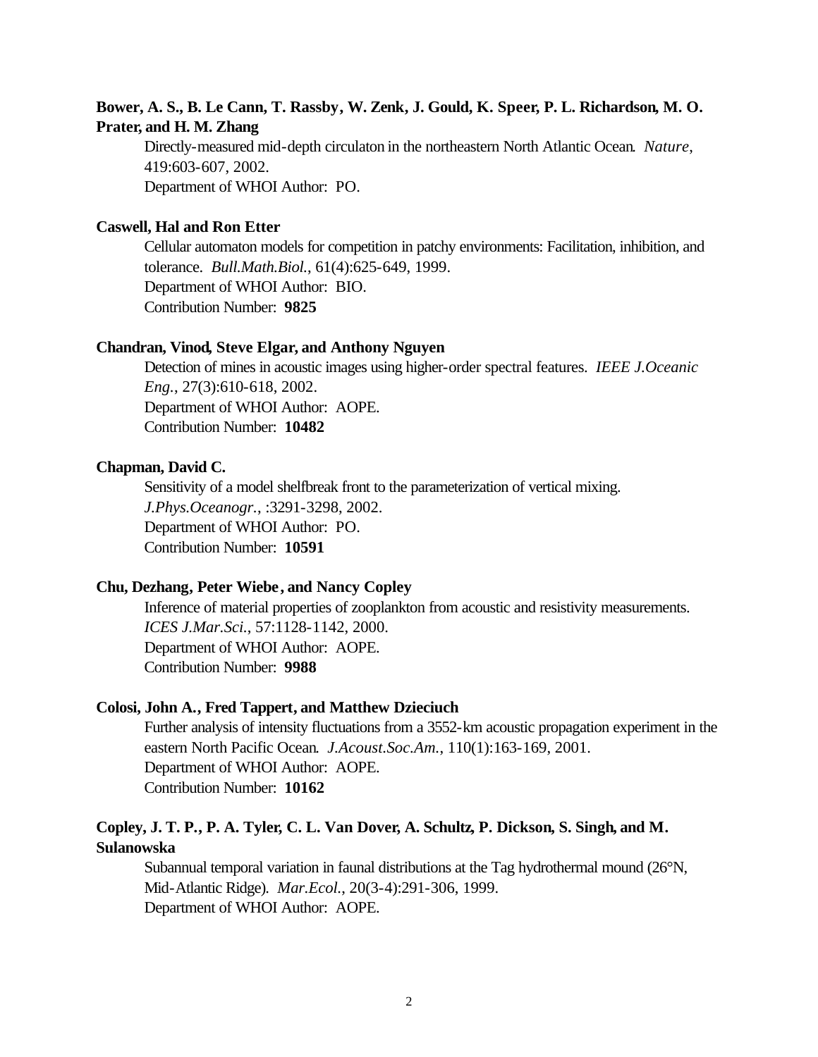**Bower, A. S., B. Le Cann, T. Rassby, W. Zenk, J. Gould, K. Speer, P. L. Richardson, M. O. Prater, and H. M. Zhang**

Directly-measured mid-depth circulaton in the northeastern North Atlantic Ocean. *Nature*, 419:603-607, 2002.
Department of WHOI Author: PO.

**Caswell, Hal and Ron Etter**

Cellular automaton models for competition in patchy environments: Facilitation, inhibition, and tolerance. *Bull.Math.Biol.*, 61(4):625-649, 1999.
Department of WHOI Author: BIO.
Contribution Number: **9825**

**Chandran, Vinod, Steve Elgar, and Anthony Nguyen**

Detection of mines in acoustic images using higher-order spectral features. *IEEE J.Oceanic Eng.*, 27(3):610-618, 2002.
Department of WHOI Author: AOPE.
Contribution Number: **10482**

**Chapman, David C.**

Sensitivity of a model shelfbreak front to the parameterization of vertical mixing. *J.Phys.Oceanogr.*, :3291-3298, 2002.
Department of WHOI Author: PO.
Contribution Number: **10591**

**Chu, Dezhang, Peter Wiebe, and Nancy Copley**

Inference of material properties of zooplankton from acoustic and resistivity measurements. *ICES J.Mar.Sci.*, 57:1128-1142, 2000.
Department of WHOI Author: AOPE.
Contribution Number: **9988**

**Colosi, John A., Fred Tappert, and Matthew Dzieciuch**

Further analysis of intensity fluctuations from a 3552-km acoustic propagation experiment in the eastern North Pacific Ocean. *J.Acoust.Soc.Am.*, 110(1):163-169, 2001.
Department of WHOI Author: AOPE.
Contribution Number: **10162**

**Copley, J. T. P., P. A. Tyler, C. L. Van Dover, A. Schultz, P. Dickson, S. Singh, and M. Sulanowska**

Subannual temporal variation in faunal distributions at the Tag hydrothermal mound (26°N, Mid-Atlantic Ridge). *Mar.Ecol.*, 20(3-4):291-306, 1999.
Department of WHOI Author: AOPE.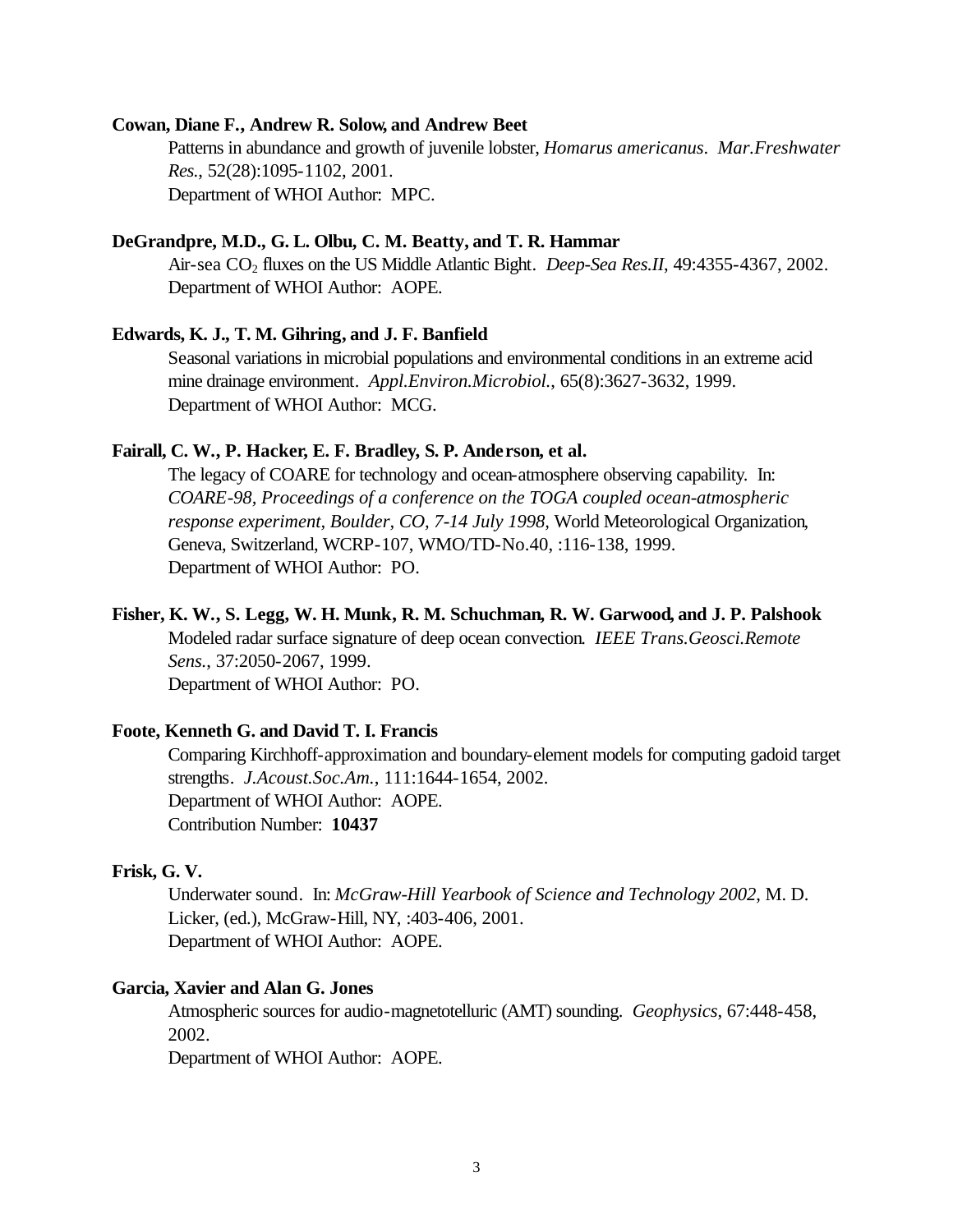**Cowan, Diane F., Andrew R. Solow, and Andrew Beet**

Patterns in abundance and growth of juvenile lobster, *Homarus americanus*. *Mar.Freshwater Res.*, 52(28):1095-1102, 2001.
Department of WHOI Author: MPC.

**DeGrandpre, M.D., G. L. Olbu, C. M. Beatty, and T. R. Hammar**

Air-sea $CO_2$ fluxes on the US Middle Atlantic Bight. *Deep-Sea Res.II*, 49:4355-4367, 2002.
Department of WHOI Author: AOPE.

**Edwards, K. J., T. M. Gihring, and J. F. Banfield**

Seasonal variations in microbial populations and environmental conditions in an extreme acid mine drainage environment. *Appl.Environ.Microbiol.*, 65(8):3627-3632, 1999.
Department of WHOI Author: MCG.

**Fairall, C. W., P. Hacker, E. F. Bradley, S. P. Anderson, et al.**

The legacy of COARE for technology and ocean-atmosphere observing capability. In: *COARE-98, Proceedings of a conference on the TOGA coupled ocean-atmospheric response experiment, Boulder, CO, 7-14 July 1998*, World Meteorological Organization, Geneva, Switzerland, WCRP-107, WMO/TD-No.40, :116-138, 1999.
Department of WHOI Author: PO.

**Fisher, K. W., S. Legg, W. H. Munk, R. M. Schuchman, R. W. Garwood, and J. P. Palshook**

Modeled radar surface signature of deep ocean convection. *IEEE Trans.Geosci.Remote Sens.*, 37:2050-2067, 1999.
Department of WHOI Author: PO.

**Foote, Kenneth G. and David T. I. Francis**

Comparing Kirchhoff-approximation and boundary-element models for computing gadoid target strengths. *J.Acoust.Soc.Am.*, 111:1644-1654, 2002.
Department of WHOI Author: AOPE.
Contribution Number: **10437**

**Frisk, G. V.**

Underwater sound. In: *McGraw-Hill Yearbook of Science and Technology 2002*, M. D. Licker, (ed.), McGraw-Hill, NY, :403-406, 2001.
Department of WHOI Author: AOPE.

**Garcia, Xavier and Alan G. Jones**

Atmospheric sources for audio-magnetotelluric (AMT) sounding. *Geophysics*, 67:448-458, 2002.
Department of WHOI Author: AOPE.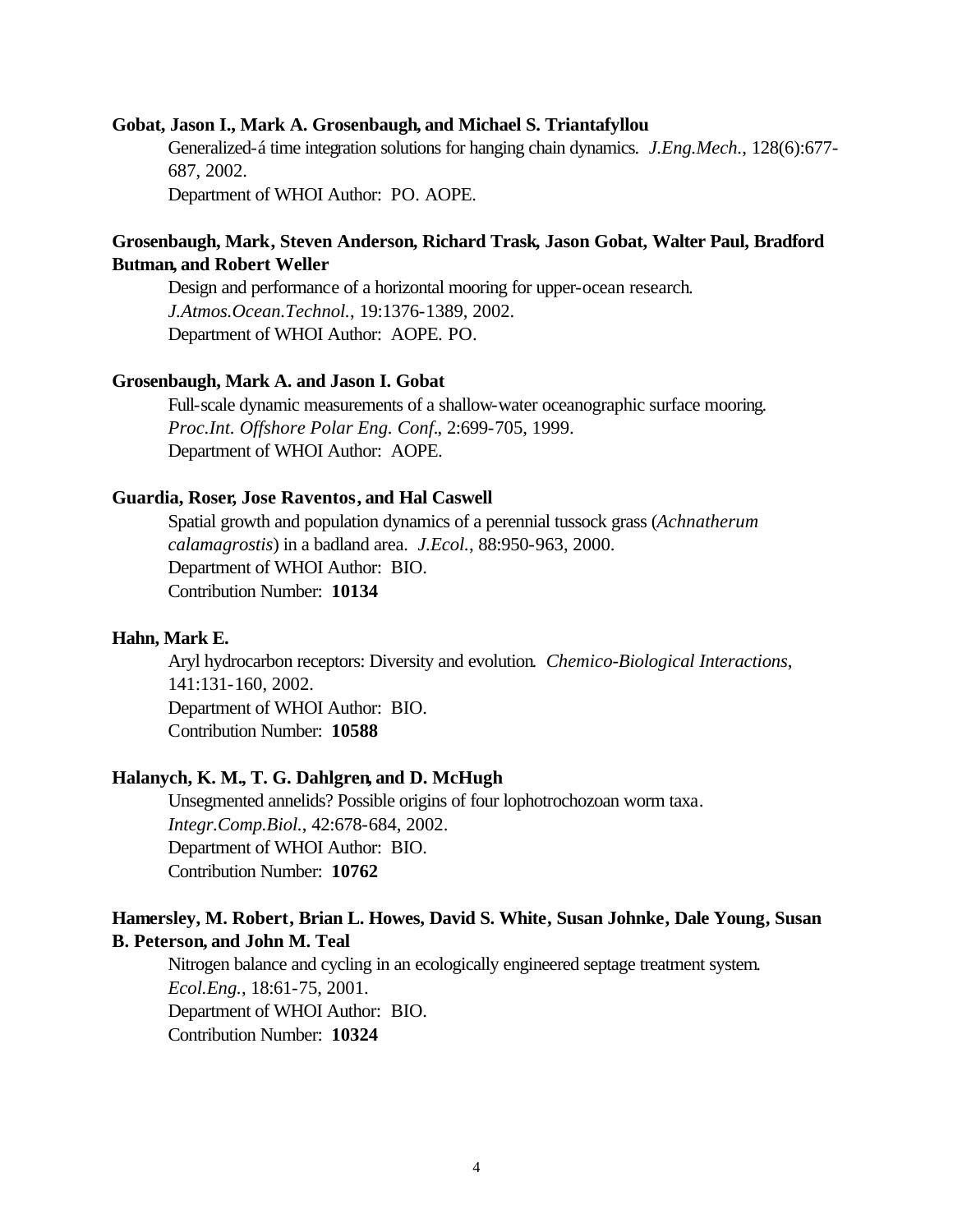**Gobat, Jason I., Mark A. Grosenbaugh, and Michael S. Triantafyllou**

Generalized-á time integration solutions for hanging chain dynamics. *J.Eng.Mech.*, 128(6):677-687, 2002.
Department of WHOI Author: PO. AOPE.

**Grosenbaugh, Mark, Steven Anderson, Richard Trask, Jason Gobat, Walter Paul, Bradford Butman, and Robert Weller**

Design and performance of a horizontal mooring for upper-ocean research. *J.Atmos.Ocean.Technol.*, 19:1376-1389, 2002.
Department of WHOI Author: AOPE. PO.

**Grosenbaugh, Mark A. and Jason I. Gobat**

Full-scale dynamic measurements of a shallow-water oceanographic surface mooring. *Proc.Int. Offshore Polar Eng. Conf.*, 2:699-705, 1999.
Department of WHOI Author: AOPE.

**Guardia, Roser, Jose Raventos, and Hal Caswell**

Spatial growth and population dynamics of a perennial tussock grass (*Achnatherum calamagrostis*) in a badland area. *J.Ecol.*, 88:950-963, 2000.
Department of WHOI Author: BIO.
Contribution Number: **10134**

**Hahn, Mark E.**

Aryl hydrocarbon receptors: Diversity and evolution. *Chemico-Biological Interactions*, 141:131-160, 2002.
Department of WHOI Author: BIO.
Contribution Number: **10588**

**Halanych, K. M., T. G. Dahlgren, and D. McHugh**

Unsegmented annelids? Possible origins of four lophotrochozoan worm taxa. *Integr.Comp.Biol.*, 42:678-684, 2002.
Department of WHOI Author: BIO.
Contribution Number: **10762**

**Hamersley, M. Robert, Brian L. Howes, David S. White, Susan Johnke, Dale Young, Susan B. Peterson, and John M. Teal**

Nitrogen balance and cycling in an ecologically engineered septage treatment system. *Ecol.Eng.*, 18:61-75, 2001.
Department of WHOI Author: BIO.
Contribution Number: **10324**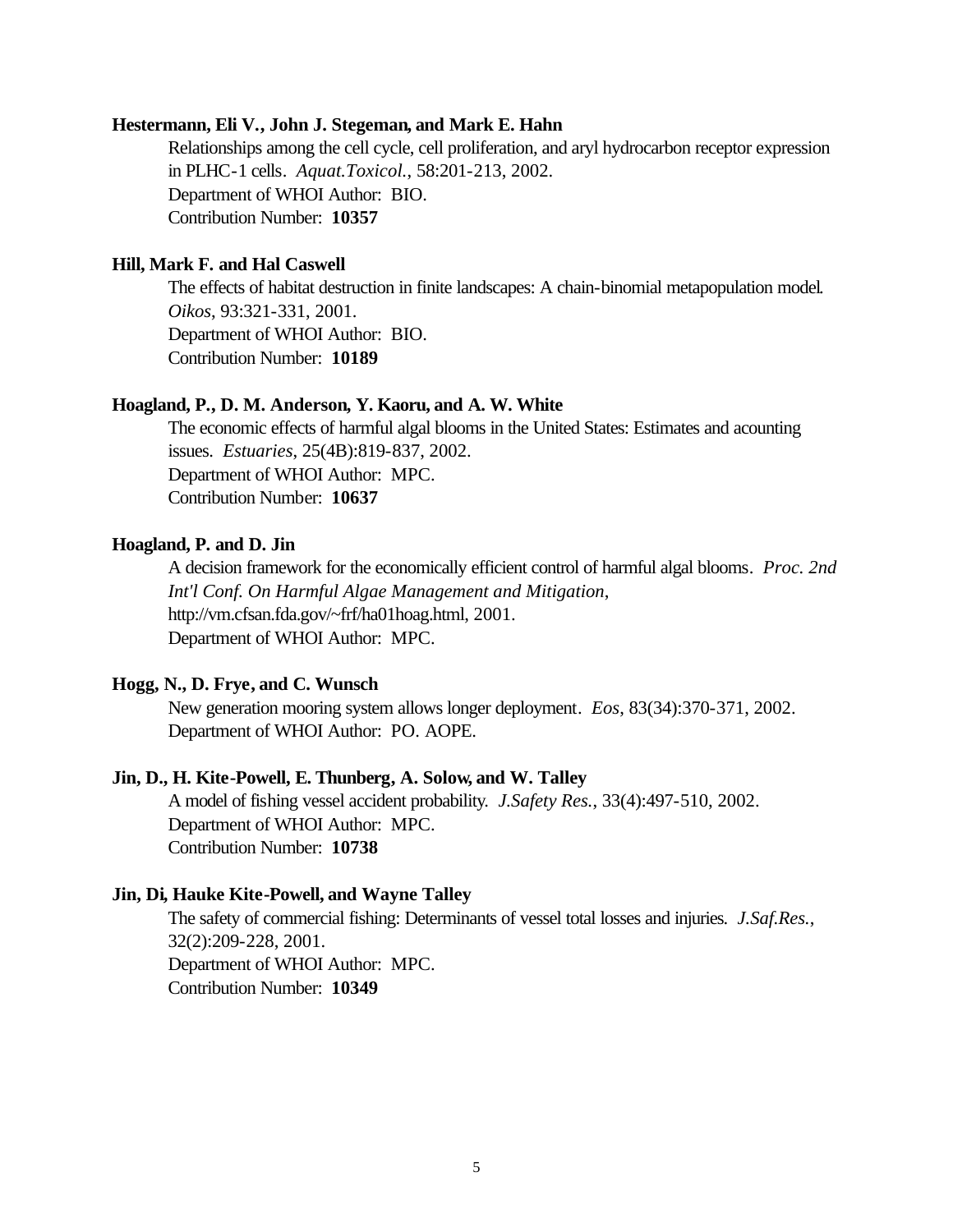**Hestermann, Eli V., John J. Stegeman, and Mark E. Hahn**

Relationships among the cell cycle, cell proliferation, and aryl hydrocarbon receptor expression in PLHC-1 cells. *Aquat.Toxicol.*, 58:201-213, 2002.
Department of WHOI Author: BIO.
Contribution Number: **10357**

**Hill, Mark F. and Hal Caswell**

The effects of habitat destruction in finite landscapes: A chain-binomial metapopulation model. *Oikos*, 93:321-331, 2001.
Department of WHOI Author: BIO.
Contribution Number: **10189**

**Hoagland, P., D. M. Anderson, Y. Kaoru, and A. W. White**

The economic effects of harmful algal blooms in the United States: Estimates and acounting issues. *Estuaries*, 25(4B):819-837, 2002.
Department of WHOI Author: MPC.
Contribution Number: **10637**

**Hoagland, P. and D. Jin**

A decision framework for the economically efficient control of harmful algal blooms. *Proc. 2nd Int'l Conf. On Harmful Algae Management and Mitigation*, http://vm.cfsan.fda.gov/~frf/ha01hoag.html, 2001.
Department of WHOI Author: MPC.

**Hogg, N., D. Frye, and C. Wunsch**

New generation mooring system allows longer deployment. *Eos*, 83(34):370-371, 2002.
Department of WHOI Author: PO. AOPE.

**Jin, D., H. Kite-Powell, E. Thunberg, A. Solow, and W. Talley**

A model of fishing vessel accident probability. *J.Safety Res.*, 33(4):497-510, 2002.
Department of WHOI Author: MPC.
Contribution Number: **10738**

**Jin, Di, Hauke Kite-Powell, and Wayne Talley**

The safety of commercial fishing: Determinants of vessel total losses and injuries. *J.Saf.Res.*, 32(2):209-228, 2001.
Department of WHOI Author: MPC.
Contribution Number: **10349**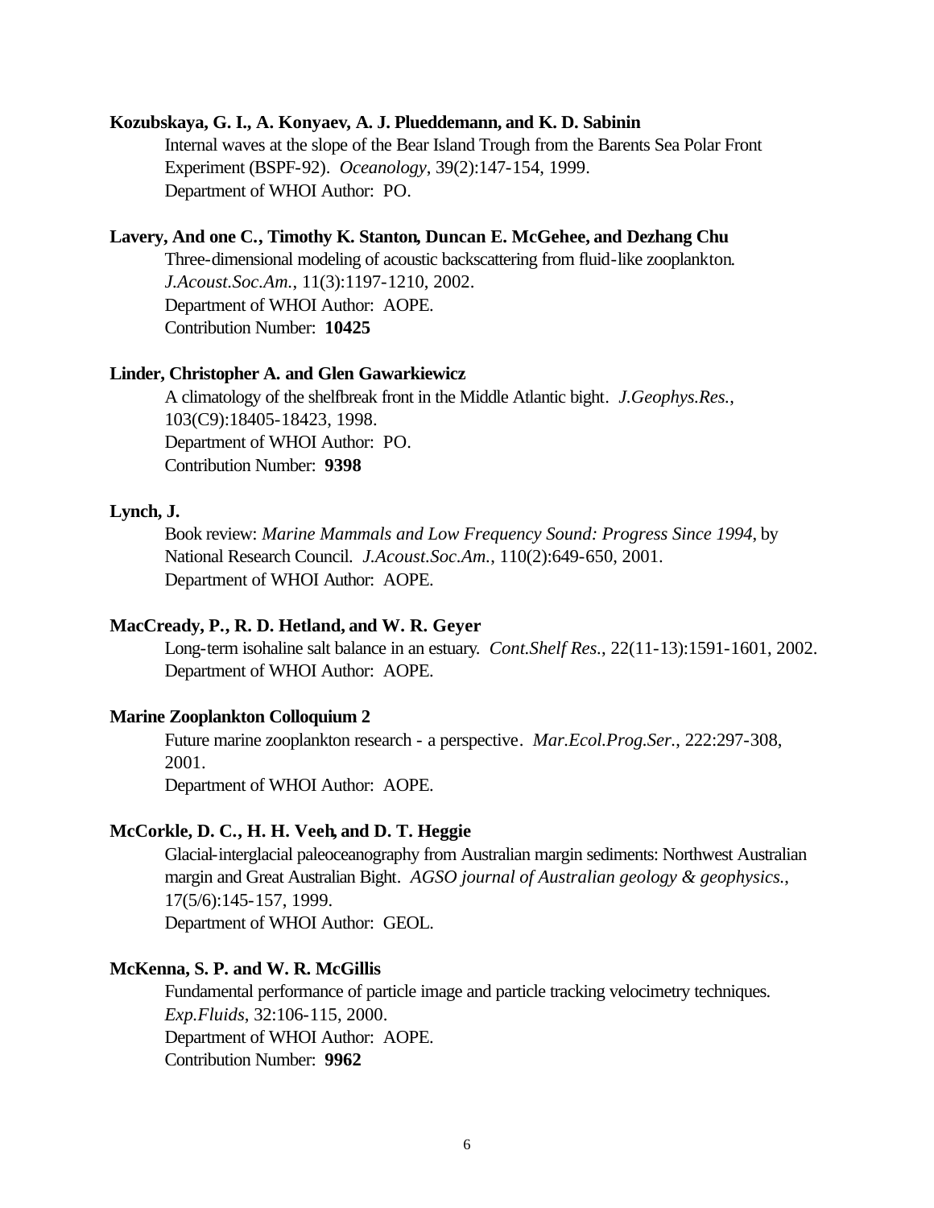**Kozubskaya, G. I., A. Konyaev, A. J. Plueddemann, and K. D. Sabinin**

Internal waves at the slope of the Bear Island Trough from the Barents Sea Polar Front Experiment (BSPF-92). *Oceanology*, 39(2):147-154, 1999.
Department of WHOI Author: PO.

**Lavery, And one C., Timothy K. Stanton, Duncan E. McGehee, and Dezhang Chu**

Three-dimensional modeling of acoustic backscattering from fluid-like zooplankton. *J.Acoust.Soc.Am.*, 11(3):1197-1210, 2002.
Department of WHOI Author: AOPE.
Contribution Number: **10425**

**Linder, Christopher A. and Glen Gawarkiewicz**

A climatology of the shelfbreak front in the Middle Atlantic bight. *J.Geophys.Res.*, 103(C9):18405-18423, 1998.
Department of WHOI Author: PO.
Contribution Number: **9398**

**Lynch, J.**

Book review: *Marine Mammals and Low Frequency Sound: Progress Since 1994*, by National Research Council. *J.Acoust.Soc.Am.*, 110(2):649-650, 2001.
Department of WHOI Author: AOPE.

**MacCready, P., R. D. Hetland, and W. R. Geyer**

Long-term isohaline salt balance in an estuary. *Cont.Shelf Res.*, 22(11-13):1591-1601, 2002.
Department of WHOI Author: AOPE.

**Marine Zooplankton Colloquium 2**

Future marine zooplankton research - a perspective. *Mar.Ecol.Prog.Ser.*, 222:297-308, 2001.
Department of WHOI Author: AOPE.

**McCorkle, D. C., H. H. Veeh, and D. T. Heggie**

Glacial-interglacial paleoceanography from Australian margin sediments: Northwest Australian margin and Great Australian Bight. *AGSO journal of Australian geology & geophysics.*, 17(5/6):145-157, 1999.
Department of WHOI Author: GEOL.

**McKenna, S. P. and W. R. McGillis**

Fundamental performance of particle image and particle tracking velocimetry techniques. *Exp.Fluids*, 32:106-115, 2000.
Department of WHOI Author: AOPE.
Contribution Number: **9962**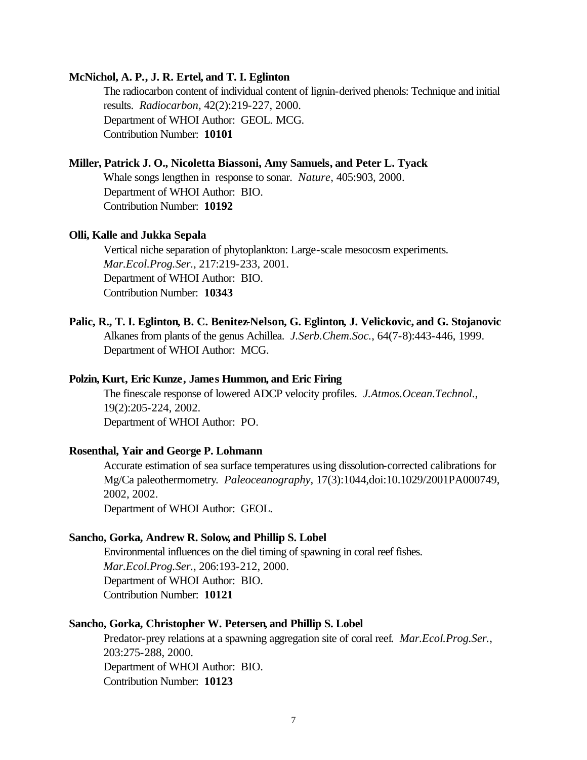**McNichol, A. P., J. R. Ertel, and T. I. Eglinton**

The radiocarbon content of individual content of lignin-derived phenols: Technique and initial results. *Radiocarbon*, 42(2):219-227, 2000.
Department of WHOI Author: GEOL. MCG.
Contribution Number: **10101**

**Miller, Patrick J. O., Nicoletta Biassoni, Amy Samuels, and Peter L. Tyack**

Whale songs lengthen in response to sonar. *Nature*, 405:903, 2000.
Department of WHOI Author: BIO.
Contribution Number: **10192**

**Olli, Kalle and Jukka Sepala**

Vertical niche separation of phytoplankton: Large-scale mesocosm experiments. *Mar.Ecol.Prog.Ser.*, 217:219-233, 2001.
Department of WHOI Author: BIO.
Contribution Number: **10343**

**Palic, R., T. I. Eglinton, B. C. Benitez-Nelson, G. Eglinton, J. Velickovic, and G. Stojanovic**

Alkanes from plants of the genus Achillea. *J.Serb.Chem.Soc.*, 64(7-8):443-446, 1999.
Department of WHOI Author: MCG.

**Polzin, Kurt, Eric Kunze, James Hummon, and Eric Firing**

The finescale response of lowered ADCP velocity profiles. *J.Atmos.Ocean.Technol.*, 19(2):205-224, 2002.
Department of WHOI Author: PO.

**Rosenthal, Yair and George P. Lohmann**

Accurate estimation of sea surface temperatures using dissolution-corrected calibrations for Mg/Ca paleothermometry. *Paleoceanography*, 17(3):1044,doi:10.1029/2001PA000749, 2002, 2002.
Department of WHOI Author: GEOL.

**Sancho, Gorka, Andrew R. Solow, and Phillip S. Lobel**

Environmental influences on the diel timing of spawning in coral reef fishes. *Mar.Ecol.Prog.Ser.*, 206:193-212, 2000.
Department of WHOI Author: BIO.
Contribution Number: **10121**

**Sancho, Gorka, Christopher W. Petersen, and Phillip S. Lobel**

Predator-prey relations at a spawning aggregation site of coral reef. *Mar.Ecol.Prog.Ser.*, 203:275-288, 2000.
Department of WHOI Author: BIO.
Contribution Number: **10123**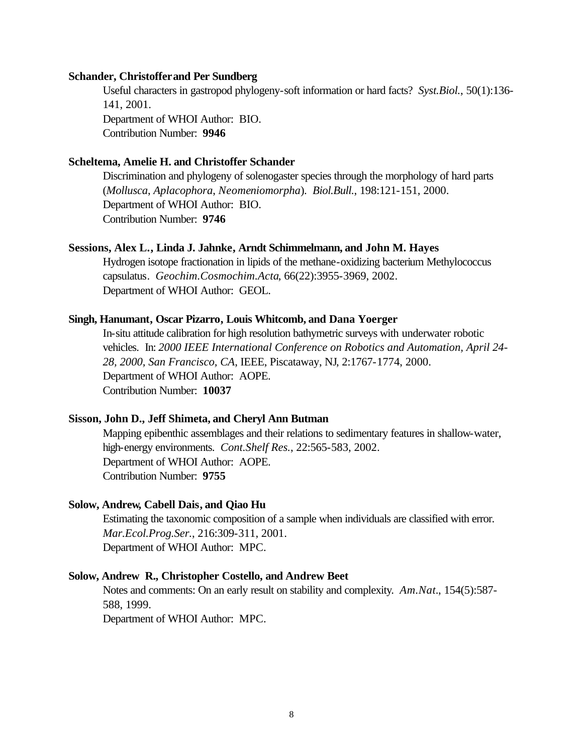**Schander, Christoffer and Per Sundberg**

Useful characters in gastropod phylogeny-soft information or hard facts? *Syst.Biol.*, 50(1):136-141, 2001.
Department of WHOI Author: BIO.
Contribution Number: **9946**

**Scheltema, Amelie H. and Christoffer Schander**

Discrimination and phylogeny of solenogaster species through the morphology of hard parts (*Mollusca, Aplacophora, Neomeniomorpha*). *Biol.Bull.*, 198:121-151, 2000.
Department of WHOI Author: BIO.
Contribution Number: **9746**

**Sessions, Alex L., Linda J. Jahnke, Arndt Schimmelmann, and John M. Hayes**

Hydrogen isotope fractionation in lipids of the methane-oxidizing bacterium Methylococcus capsulatus. *Geochim.Cosmochim.Acta*, 66(22):3955-3969, 2002.
Department of WHOI Author: GEOL.

**Singh, Hanumant, Oscar Pizarro, Louis Whitcomb, and Dana Yoerger**

In-situ attitude calibration for high resolution bathymetric surveys with underwater robotic vehicles. In: *2000 IEEE International Conference on Robotics and Automation, April 24-28, 2000, San Francisco, CA*, IEEE, Piscataway, NJ, 2:1767-1774, 2000.
Department of WHOI Author: AOPE.
Contribution Number: **10037**

**Sisson, John D., Jeff Shimeta, and Cheryl Ann Butman**

Mapping epibenthic assemblages and their relations to sedimentary features in shallow-water, high-energy environments. *Cont.Shelf Res.*, 22:565-583, 2002.
Department of WHOI Author: AOPE.
Contribution Number: **9755**

**Solow, Andrew, Cabell Dais, and Qiao Hu**

Estimating the taxonomic composition of a sample when individuals are classified with error. *Mar.Ecol.Prog.Ser.*, 216:309-311, 2001.
Department of WHOI Author: MPC.

**Solow, Andrew R., Christopher Costello, and Andrew Beet**

Notes and comments: On an early result on stability and complexity. *Am.Nat.*, 154(5):587-588, 1999.
Department of WHOI Author: MPC.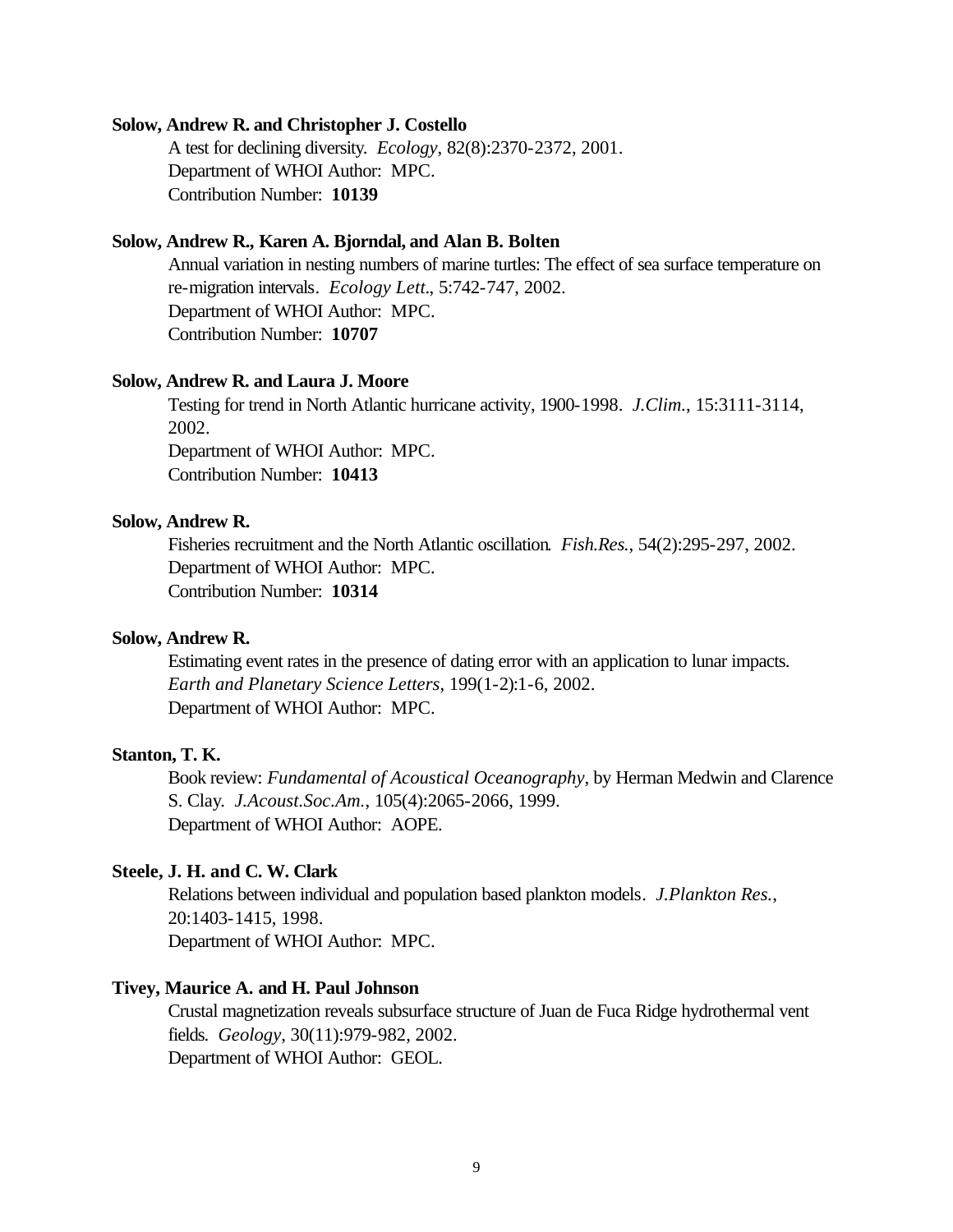**Solow, Andrew R. and Christopher J. Costello**

A test for declining diversity. *Ecology*, 82(8):2370-2372, 2001.
Department of WHOI Author: MPC.
Contribution Number: **10139**

**Solow, Andrew R., Karen A. Bjorndal, and Alan B. Bolten**

Annual variation in nesting numbers of marine turtles: The effect of sea surface temperature on re-migration intervals. *Ecology Lett*., 5:742-747, 2002.
Department of WHOI Author: MPC.
Contribution Number: **10707**

**Solow, Andrew R. and Laura J. Moore**

Testing for trend in North Atlantic hurricane activity, 1900-1998. *J.Clim.*, 15:3111-3114, 2002.
Department of WHOI Author: MPC.
Contribution Number: **10413**

**Solow, Andrew R.**

Fisheries recruitment and the North Atlantic oscillation. *Fish.Res.*, 54(2):295-297, 2002.
Department of WHOI Author: MPC.
Contribution Number: **10314**

**Solow, Andrew R.**

Estimating event rates in the presence of dating error with an application to lunar impacts. *Earth and Planetary Science Letters*, 199(1-2):1-6, 2002.
Department of WHOI Author: MPC.

**Stanton, T. K.**

Book review: *Fundamental of Acoustical Oceanography*, by Herman Medwin and Clarence S. Clay. *J.Acoust.Soc.Am.*, 105(4):2065-2066, 1999.
Department of WHOI Author: AOPE.

**Steele, J. H. and C. W. Clark**

Relations between individual and population based plankton models. *J.Plankton Res.*, 20:1403-1415, 1998.
Department of WHOI Author: MPC.

**Tivey, Maurice A. and H. Paul Johnson**

Crustal magnetization reveals subsurface structure of Juan de Fuca Ridge hydrothermal vent fields. *Geology*, 30(11):979-982, 2002.
Department of WHOI Author: GEOL.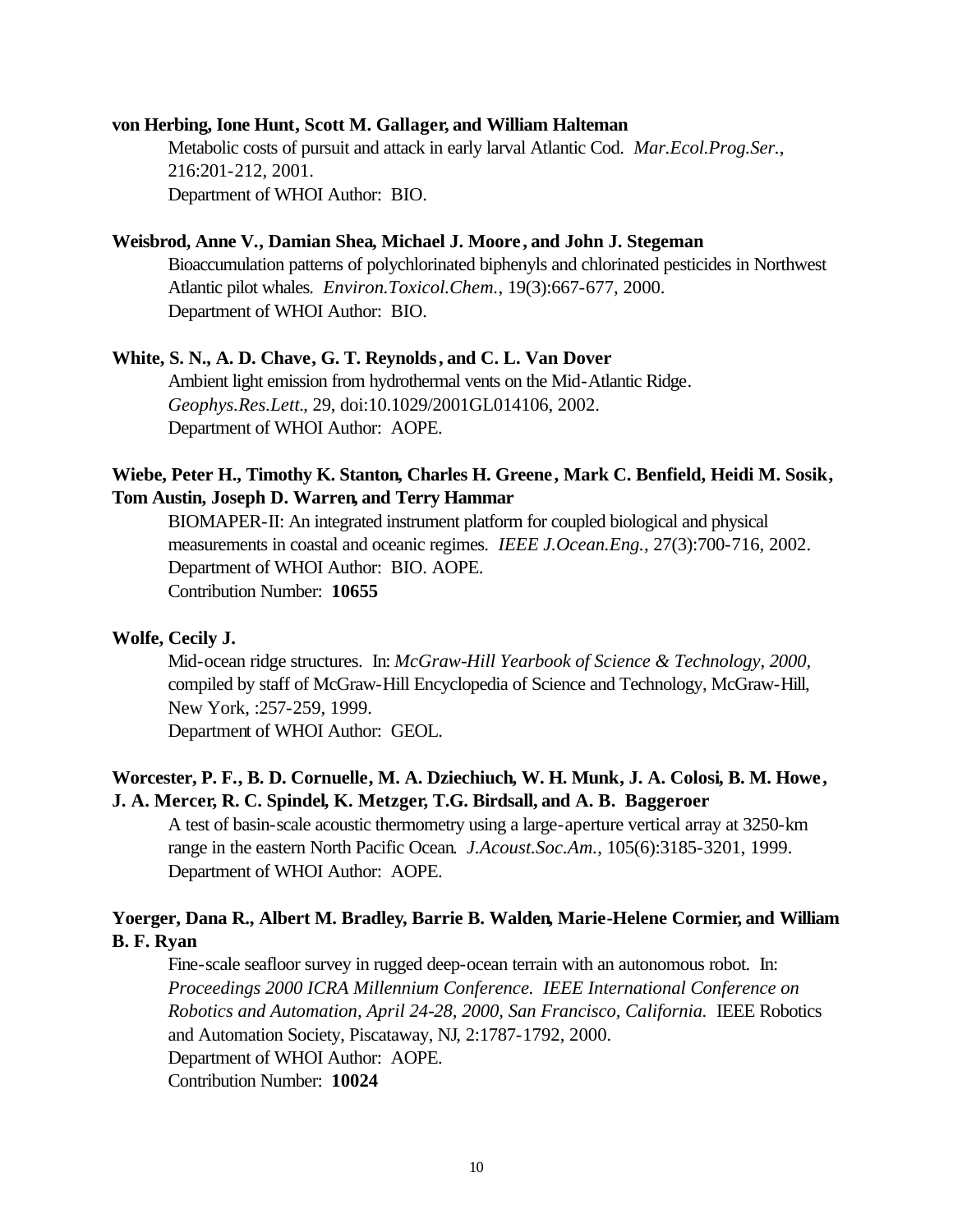**von Herbing, Ione Hunt, Scott M. Gallager, and William Halteman**

Metabolic costs of pursuit and attack in early larval Atlantic Cod. *Mar.Ecol.Prog.Ser.*, 216:201-212, 2001.
Department of WHOI Author: BIO.

**Weisbrod, Anne V., Damian Shea, Michael J. Moore, and John J. Stegeman**

Bioaccumulation patterns of polychlorinated biphenyls and chlorinated pesticides in Northwest Atlantic pilot whales. *Environ.Toxicol.Chem.*, 19(3):667-677, 2000.
Department of WHOI Author: BIO.

**White, S. N., A. D. Chave, G. T. Reynolds, and C. L. Van Dover**

Ambient light emission from hydrothermal vents on the Mid-Atlantic Ridge. *Geophys.Res.Lett.*, 29, doi:10.1029/2001GL014106, 2002.
Department of WHOI Author: AOPE.

**Wiebe, Peter H., Timothy K. Stanton, Charles H. Greene, Mark C. Benfield, Heidi M. Sosik, Tom Austin, Joseph D. Warren, and Terry Hammar**

BIOMAPER-II: An integrated instrument platform for coupled biological and physical measurements in coastal and oceanic regimes. *IEEE J.Ocean.Eng.*, 27(3):700-716, 2002.
Department of WHOI Author: BIO. AOPE.
Contribution Number: **10655**

**Wolfe, Cecily J.**

Mid-ocean ridge structures. In: *McGraw-Hill Yearbook of Science & Technology, 2000,* compiled by staff of McGraw-Hill Encyclopedia of Science and Technology, McGraw-Hill, New York, :257-259, 1999.
Department of WHOI Author: GEOL.

**Worcester, P. F., B. D. Cornuelle, M. A. Dziechiuch, W. H. Munk, J. A. Colosi, B. M. Howe, J. A. Mercer, R. C. Spindel, K. Metzger, T.G. Birdsall, and A. B. Baggeroer**

A test of basin-scale acoustic thermometry using a large-aperture vertical array at 3250-km range in the eastern North Pacific Ocean. *J.Acoust.Soc.Am.*, 105(6):3185-3201, 1999.
Department of WHOI Author: AOPE.

**Yoerger, Dana R., Albert M. Bradley, Barrie B. Walden, Marie-Helene Cormier, and William B. F. Ryan**

Fine-scale seafloor survey in rugged deep-ocean terrain with an autonomous robot. In: *Proceedings 2000 ICRA Millennium Conference. IEEE International Conference on Robotics and Automation, April 24-28, 2000, San Francisco, California.* IEEE Robotics and Automation Society, Piscataway, NJ, 2:1787-1792, 2000.
Department of WHOI Author: AOPE.
Contribution Number: **10024**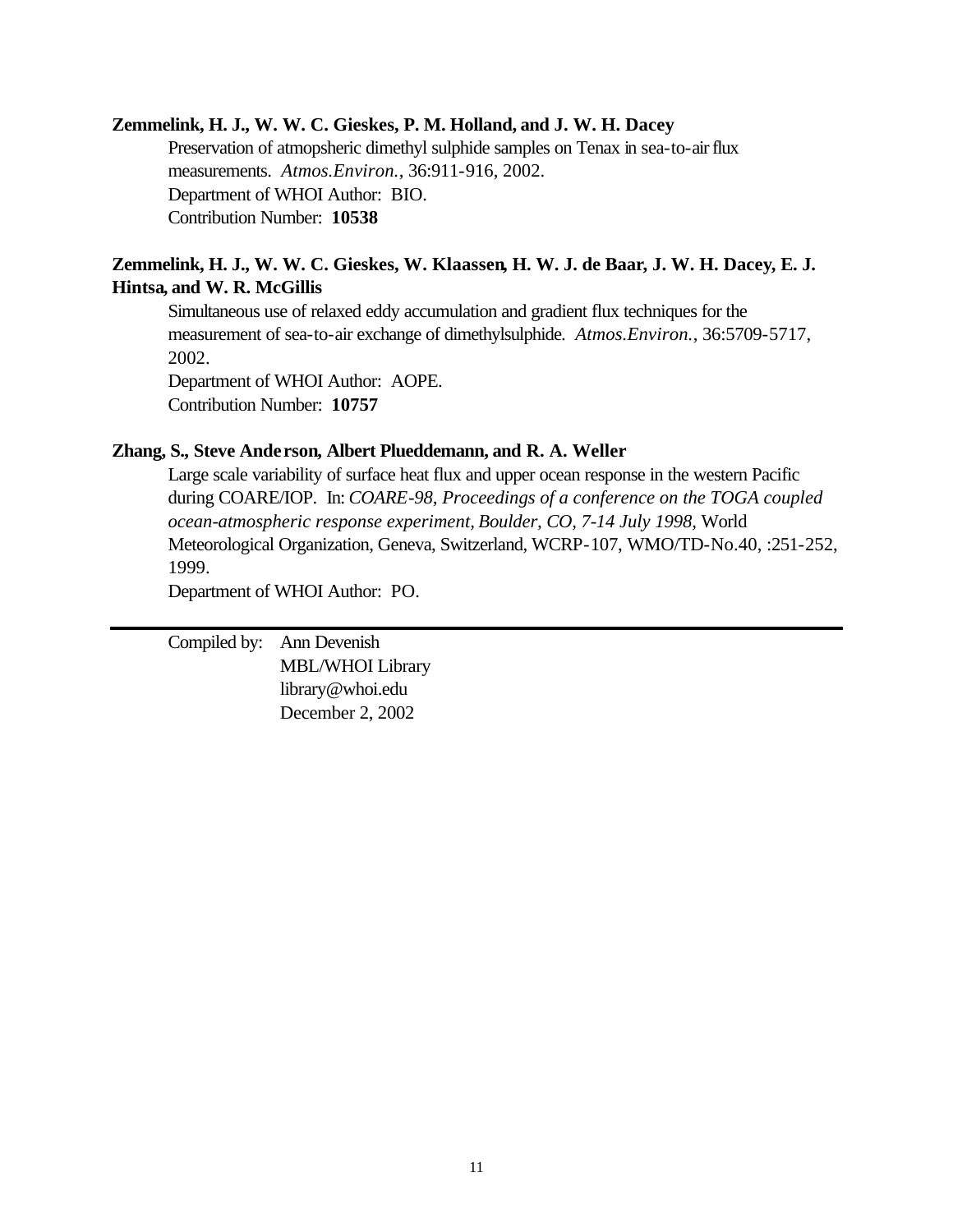**Zemmelink, H. J., W. W. C. Gieskes, P. M. Holland, and J. W. H. Dacey**

Preservation of atmopsheric dimethyl sulphide samples on Tenax in sea-to-air flux measurements. *Atmos.Environ.*, 36:911-916, 2002.
Department of WHOI Author: BIO.
Contribution Number: **10538**

**Zemmelink, H. J., W. W. C. Gieskes, W. Klaassen, H. W. J. de Baar, J. W. H. Dacey, E. J. Hintsa, and W. R. McGillis**

Simultaneous use of relaxed eddy accumulation and gradient flux techniques for the measurement of sea-to-air exchange of dimethylsulphide. *Atmos.Environ.*, 36:5709-5717, 2002.
Department of WHOI Author: AOPE.
Contribution Number: **10757**

**Zhang, S., Steve Anderson, Albert Plueddemann, and R. A. Weller**

Large scale variability of surface heat flux and upper ocean response in the western Pacific during COARE/IOP. In: *COARE-98, Proceedings of a conference on the TOGA coupled ocean-atmospheric response experiment, Boulder, CO, 7-14 July 1998*, World Meteorological Organization, Geneva, Switzerland, WCRP-107, WMO/TD-No.40, :251-252, 1999.
Department of WHOI Author: PO.

---

Compiled by: Ann Devenish
MBL/WHOI Library
library@whoi.edu
December 2, 2002